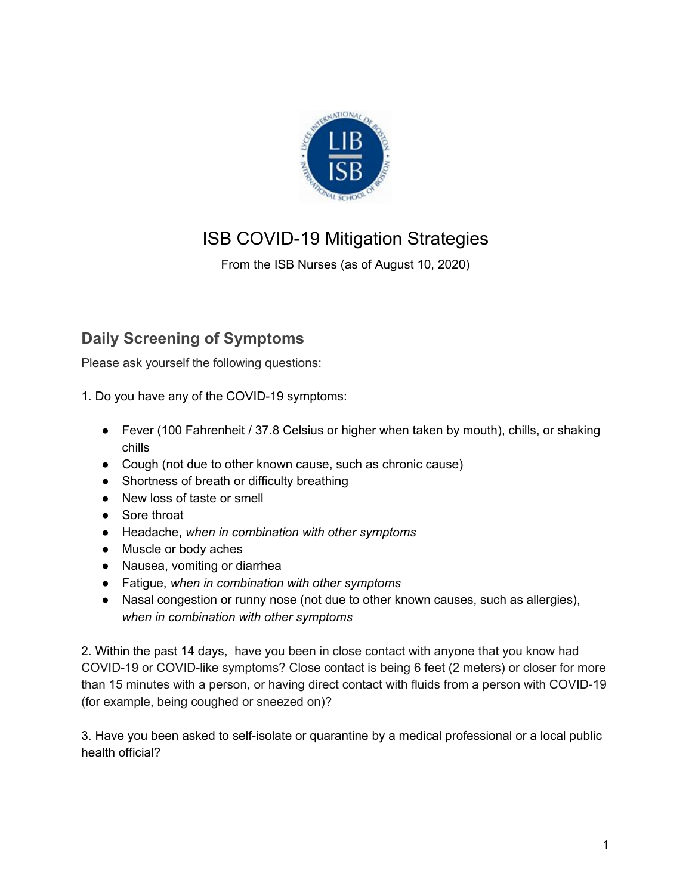# ISB COVID-19 Mitigation Strategies

From the ISB Nurses (as of August 10, 2020)

## Daily Screening of Symptoms

Please ask yourself the following questions:

1. Do you have any of the COVID-19 symptoms:

- Fever (100 Fahrenheit / 37.8 Celsius or higher when taken by mouth), chills, or shaking chills
- Cough (not due to other known cause, such as chronic cause)
- Shortness of breath or difficulty breathing
- New loss of taste or smell
- Sore throat
- Headache, *when in combination with other symptoms*
- Muscle or body aches
- Nausea, vomiting or diarrhea
- Fatigue, *when in combination with other symptoms*
- Nasal congestion or runny nose (not due to other known causes, such as allergies), *when in combination with other symptoms*

2. Within the past 14 days, have you been in close contact with anyone that you know had COVID-19 or COVID-like symptoms? Close contact is being 6 feet (2 meters) or closer for more than 15 minutes with a person, or having direct contact with fluids from a person with COVID-19 (for example, being coughed or sneezed on)?

3. Have you been asked to self-isolate or quarantine by a medical professional or a local public health official?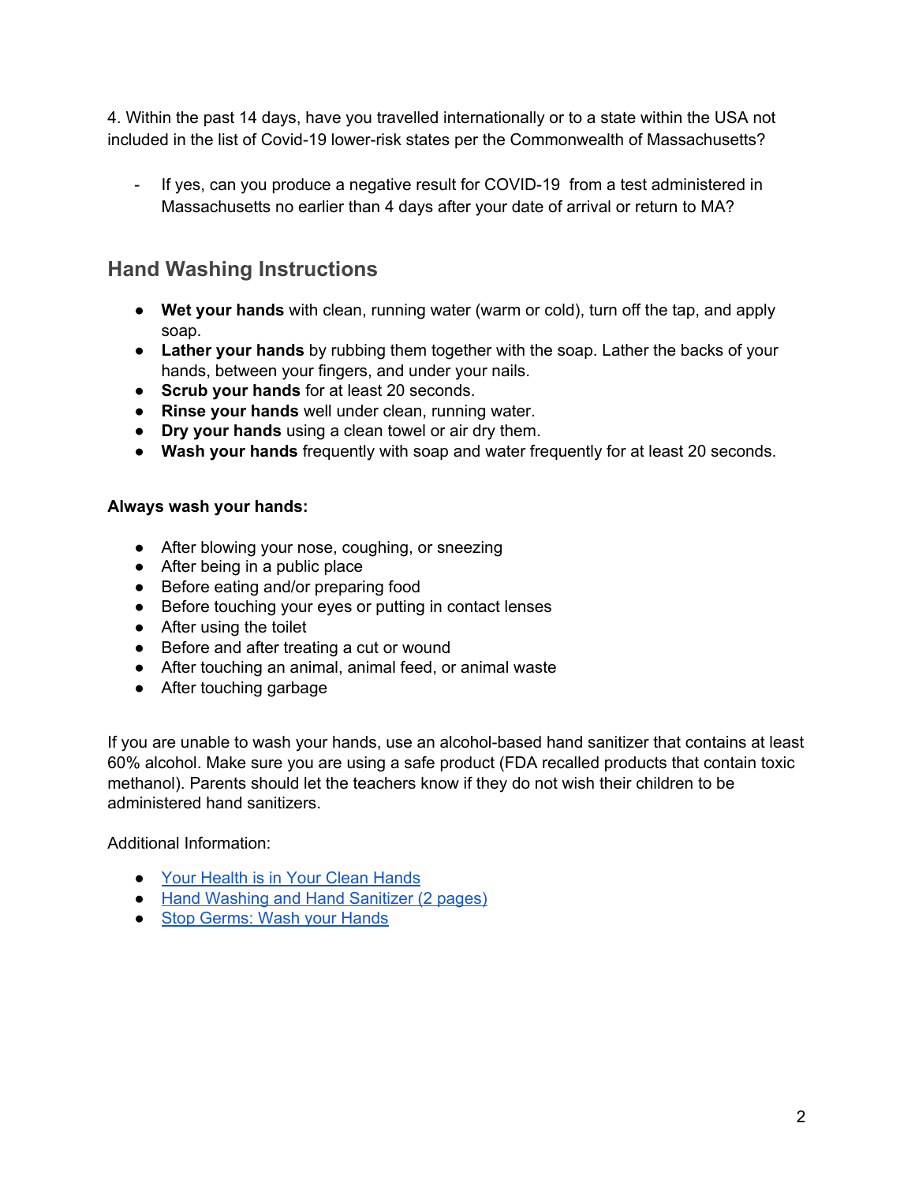4. Within the past 14 days, have you travelled internationally or to a state within the USA not included in the list of Covid-19 lower-risk states per the Commonwealth of Massachusetts?

- If yes, can you produce a negative result for COVID-19 from a test administered in Massachusetts no earlier than 4 days after your date of arrival or return to MA?

## Hand Washing Instructions

- **Wet your hands** with clean, running water (warm or cold), turn off the tap, and apply soap.
- **Lather your hands** by rubbing them together with the soap. Lather the backs of your hands, between your fingers, and under your nails.
- **Scrub your hands** for at least 20 seconds.
- **Rinse your hands** well under clean, running water.
- **Dry your hands** using a clean towel or air dry them.
- **Wash your hands** frequently with soap and water frequently for at least 20 seconds.

**Always wash your hands:**

- After blowing your nose, coughing, or sneezing
- After being in a public place
- Before eating and/or preparing food
- Before touching your eyes or putting in contact lenses
- After using the toilet
- Before and after treating a cut or wound
- After touching an animal, animal feed, or animal waste
- After touching garbage

If you are unable to wash your hands, use an alcohol-based hand sanitizer that contains at least 60% alcohol. Make sure you are using a safe product (FDA recalled products that contain toxic methanol). Parents should let the teachers know if they do not wish their children to be administered hand sanitizers.

Additional Information:

- Your Health is in Your Clean Hands
- Hand Washing and Hand Sanitizer (2 pages)
- Stop Germs: Wash your Hands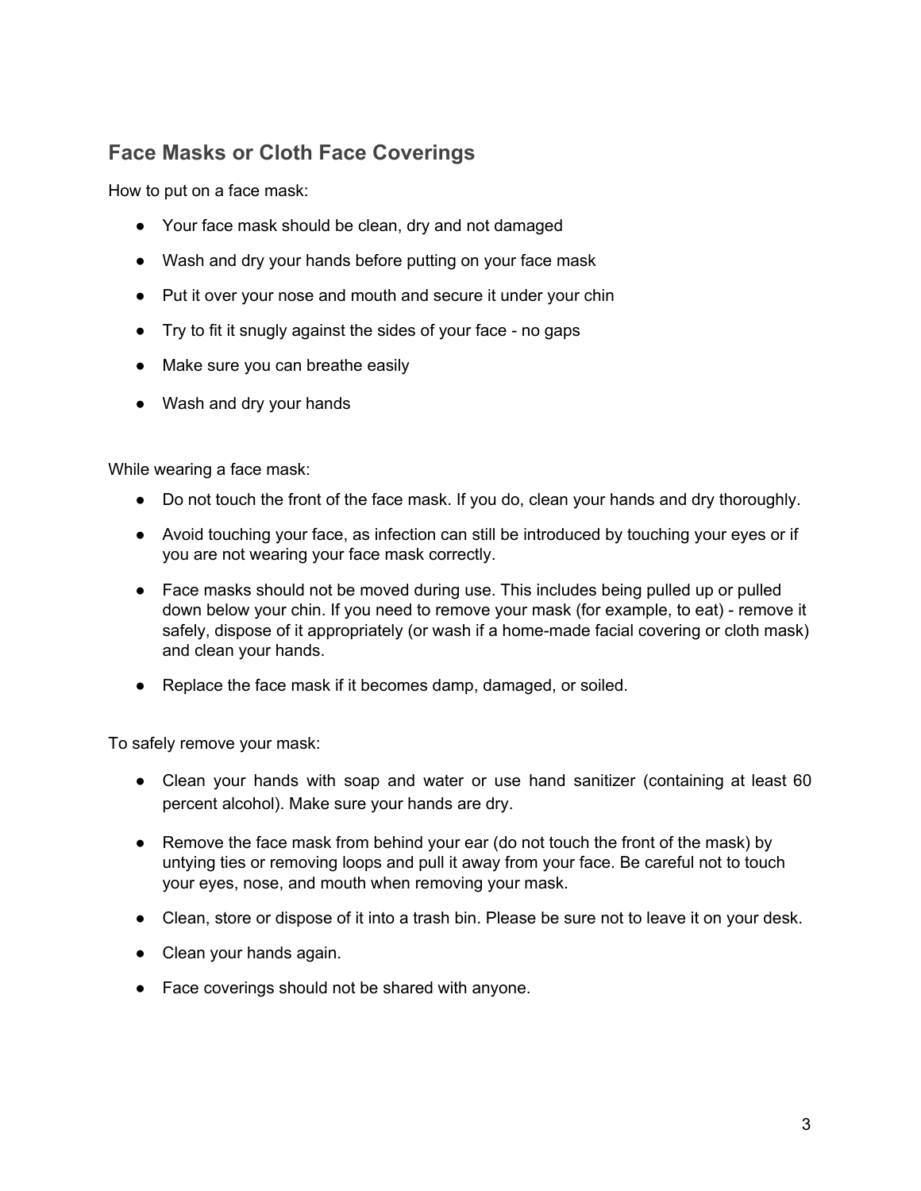## Face Masks or Cloth Face Coverings

How to put on a face mask:

- Your face mask should be clean, dry and not damaged
- Wash and dry your hands before putting on your face mask
- Put it over your nose and mouth and secure it under your chin
- Try to fit it snugly against the sides of your face - no gaps
- Make sure you can breathe easily
- Wash and dry your hands

While wearing a face mask:

- Do not touch the front of the face mask. If you do, clean your hands and dry thoroughly.
- Avoid touching your face, as infection can still be introduced by touching your eyes or if you are not wearing your face mask correctly.
- Face masks should not be moved during use. This includes being pulled up or pulled down below your chin. If you need to remove your mask (for example, to eat) - remove it safely, dispose of it appropriately (or wash if a home-made facial covering or cloth mask) and clean your hands.
- Replace the face mask if it becomes damp, damaged, or soiled.

To safely remove your mask:

- Clean your hands with soap and water or use hand sanitizer (containing at least 60 percent alcohol). Make sure your hands are dry.
- Remove the face mask from behind your ear (do not touch the front of the mask) by untying ties or removing loops and pull it away from your face. Be careful not to touch your eyes, nose, and mouth when removing your mask.
- Clean, store or dispose of it into a trash bin. Please be sure not to leave it on your desk.
- Clean your hands again.
- Face coverings should not be shared with anyone.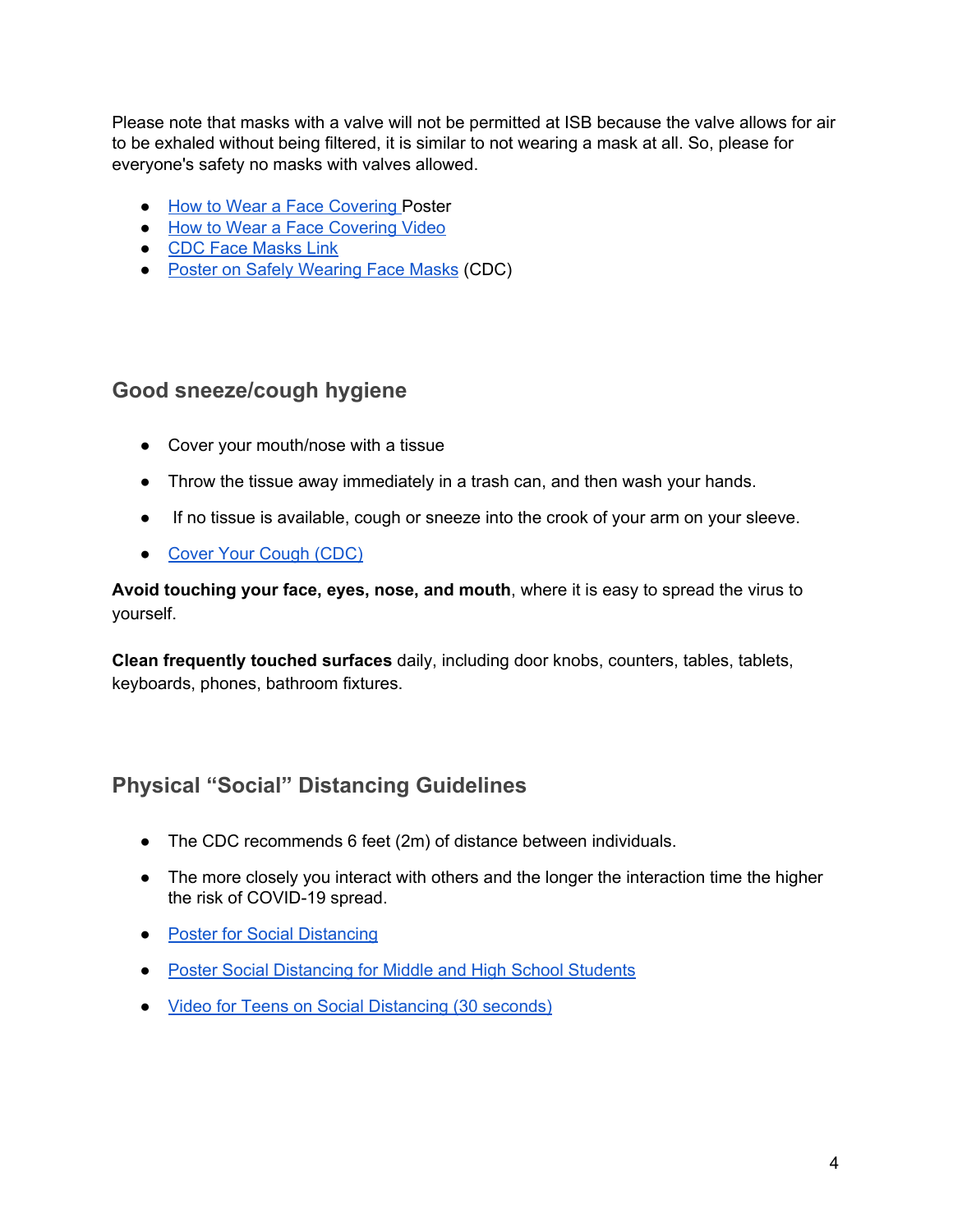Please note that masks with a valve will not be permitted at ISB because the valve allows for air to be exhaled without being filtered, it is similar to not wearing a mask at all. So, please for everyone's safety no masks with valves allowed.

- How to Wear a Face Covering Poster
- How to Wear a Face Covering Video
- CDC Face Masks Link
- Poster on Safely Wearing Face Masks (CDC)

## Good sneeze/cough hygiene

- Cover your mouth/nose with a tissue
- Throw the tissue away immediately in a trash can, and then wash your hands.
- If no tissue is available, cough or sneeze into the crook of your arm on your sleeve.
- Cover Your Cough (CDC)

**Avoid touching your face, eyes, nose, and mouth**, where it is easy to spread the virus to yourself.

**Clean frequently touched surfaces** daily, including door knobs, counters, tables, tablets, keyboards, phones, bathroom fixtures.

## Physical "Social" Distancing Guidelines

- The CDC recommends 6 feet (2m) of distance between individuals.
- The more closely you interact with others and the longer the interaction time the higher the risk of COVID-19 spread.
- Poster for Social Distancing
- Poster Social Distancing for Middle and High School Students
- Video for Teens on Social Distancing (30 seconds)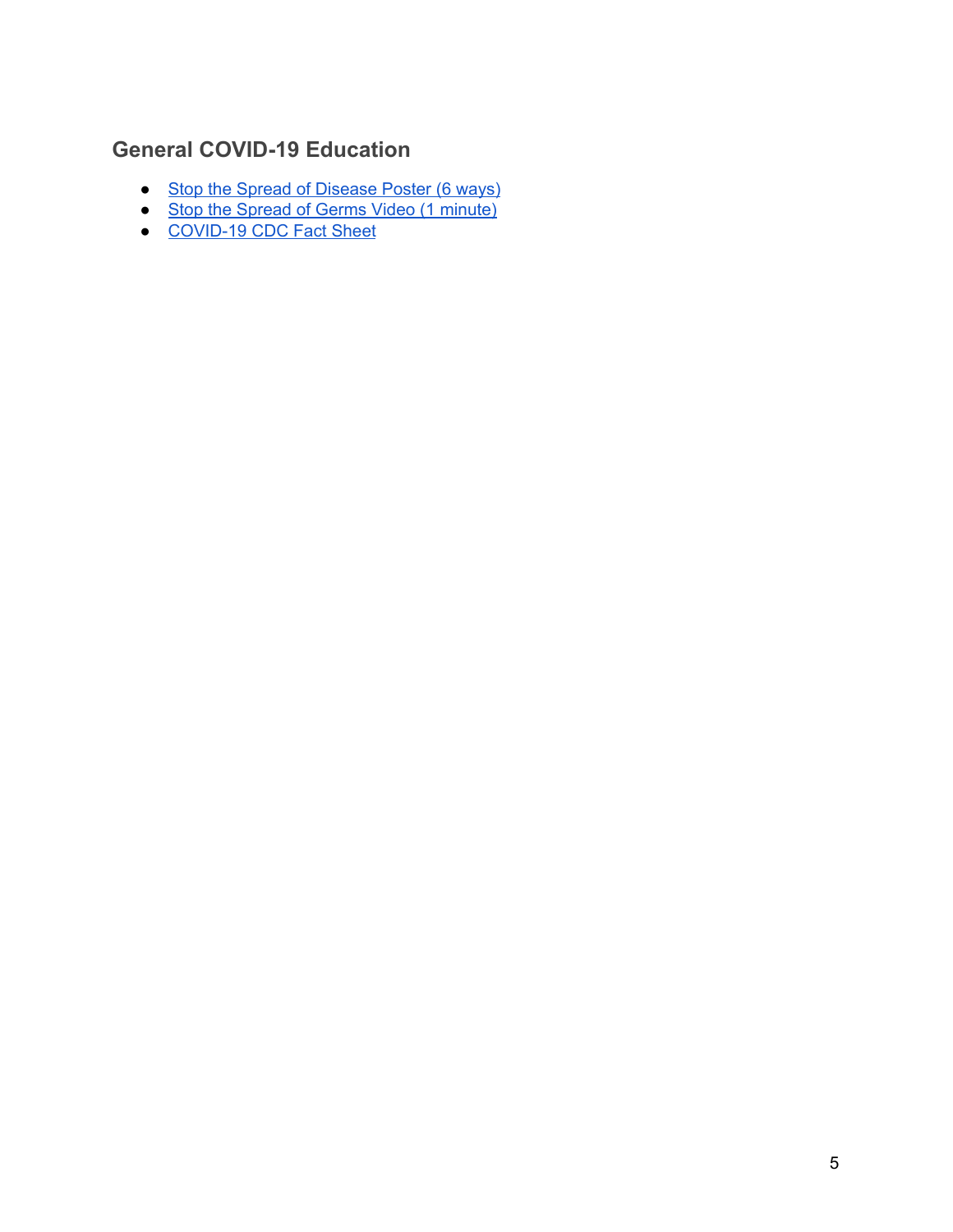## General COVID-19 Education

- Stop the Spread of Disease Poster (6 ways)
- Stop the Spread of Germs Video (1 minute)
- COVID-19 CDC Fact Sheet